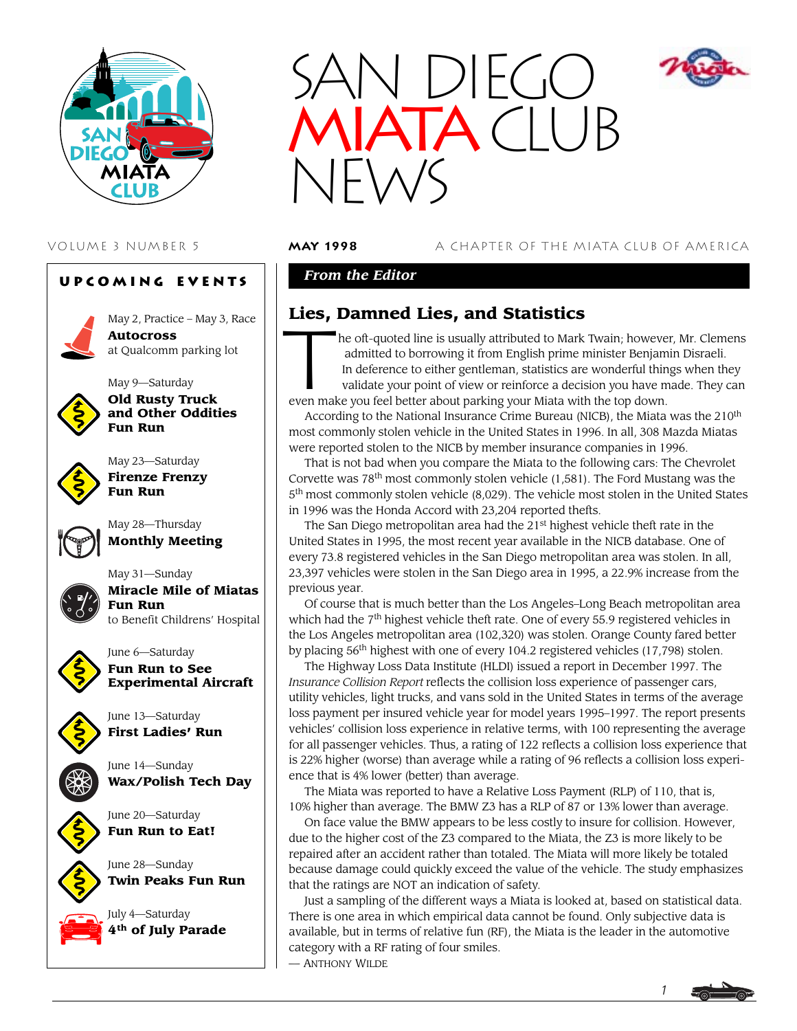# SAN DIEGO MIATA CLUB NEWS

VOLUME 3 NUMBER 5 **MAY 1998** A CHAPTER OF THE MIATA CLUB OF AMERICA

## UPCOMING EVENTS

May 2, Practice – May 3, Race
**Autocross**
at Qualcomm parking lot

May 9—Saturday
**Old Rusty Truck and Other Oddities Fun Run**

May 23—Saturday
**Firenze Frenzy Fun Run**

May 28—Thursday
**Monthly Meeting**

May 31—Sunday
**Miracle Mile of Miatas Fun Run**
to Benefit Childrens' Hospital

June 6—Saturday
**Fun Run to See Experimental Aircraft**

June 13—Saturday
**First Ladies' Run**

June 14—Sunday
**Wax/Polish Tech Day**

June 20—Saturday
**Fun Run to Eat!**

June 28—Sunday
**Twin Peaks Fun Run**

July 4—Saturday
**4th of July Parade**

***From the Editor***

## Lies, Damned Lies, and Statistics

The oft-quoted line is usually attributed to Mark Twain; however, Mr. Clemens admitted to borrowing it from English prime minister Benjamin Disraeli. In deference to either gentleman, statistics are wonderful things when they validate your point of view or reinforce a decision you have made. They can even make you feel better about parking your Miata with the top down.

According to the National Insurance Crime Bureau (NICB), the Miata was the 210th most commonly stolen vehicle in the United States in 1996. In all, 308 Mazda Miatas were reported stolen to the NICB by member insurance companies in 1996.

That is not bad when you compare the Miata to the following cars: The Chevrolet Corvette was 78th most commonly stolen vehicle (1,581). The Ford Mustang was the 5th most commonly stolen vehicle (8,029). The vehicle most stolen in the United States in 1996 was the Honda Accord with 23,204 reported thefts.

The San Diego metropolitan area had the 21st highest vehicle theft rate in the United States in 1995, the most recent year available in the NICB database. One of every 73.8 registered vehicles in the San Diego metropolitan area was stolen. In all, 23,397 vehicles were stolen in the San Diego area in 1995, a 22.9% increase from the previous year.

Of course that is much better than the Los Angeles–Long Beach metropolitan area which had the 7th highest vehicle theft rate. One of every 55.9 registered vehicles in the Los Angeles metropolitan area (102,320) was stolen. Orange County fared better by placing 56th highest with one of every 104.2 registered vehicles (17,798) stolen.

The Highway Loss Data Institute (HLDI) issued a report in December 1997. The *Insurance Collision Report* reflects the collision loss experience of passenger cars, utility vehicles, light trucks, and vans sold in the United States in terms of the average loss payment per insured vehicle year for model years 1995–1997. The report presents vehicles' collision loss experience in relative terms, with 100 representing the average for all passenger vehicles. Thus, a rating of 122 reflects a collision loss experience that is 22% higher (worse) than average while a rating of 96 reflects a collision loss experience that is 4% lower (better) than average.

The Miata was reported to have a Relative Loss Payment (RLP) of 110, that is, 10% higher than average. The BMW Z3 has a RLP of 87 or 13% lower than average.

On face value the BMW appears to be less costly to insure for collision. However, due to the higher cost of the Z3 compared to the Miata, the Z3 is more likely to be repaired after an accident rather than totaled. The Miata will more likely be totaled because damage could quickly exceed the value of the vehicle. The study emphasizes that the ratings are NOT an indication of safety.

Just a sampling of the different ways a Miata is looked at, based on statistical data. There is one area in which empirical data cannot be found. Only subjective data is available, but in terms of relative fun (RF), the Miata is the leader in the automotive category with a RF rating of four smiles.

— ANTHONY WILDE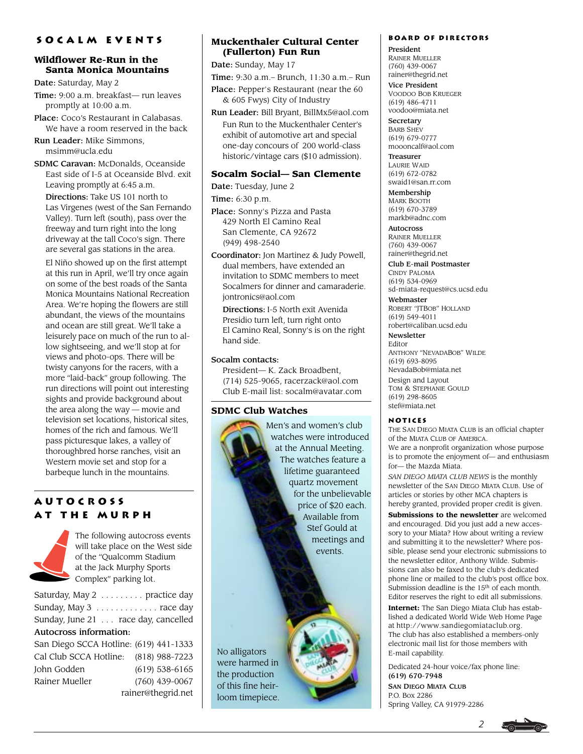# SOCALM EVENTS

## Wildflower Re-Run in the Santa Monica Mountains

**Date:** Saturday, May 2

**Time:** 9:00 a.m. breakfast— run leaves promptly at 10:00 a.m.

**Place:** Coco's Restaurant in Calabasas. We have a room reserved in the back

**Run Leader:** Mike Simmons, msimm@ucla.edu

**SDMC Caravan:** McDonalds, Oceanside East side of I-5 at Oceanside Blvd. exit Leaving promptly at 6:45 a.m.

**Directions:** Take US 101 north to Las Virgenes (west of the San Fernando Valley). Turn left (south), pass over the freeway and turn right into the long driveway at the tall Coco's sign. There are several gas stations in the area.

El Niño showed up on the first attempt at this run in April, we'll try once again on some of the best roads of the Santa Monica Mountains National Recreation Area. We're hoping the flowers are still abundant, the views of the mountains and ocean are still great. We'll take a leisurely pace on much of the run to allow sightseeing, and we'll stop at for views and photo-ops. There will be twisty canyons for the racers, with a more "laid-back" group following. The run directions will point out interesting sights and provide background about the area along the way — movie and television set locations, historical sites, homes of the rich and famous. We'll pass picturesque lakes, a valley of thoroughbred horse ranches, visit an Western movie set and stop for a barbeque lunch in the mountains.

# AUTOCROSS AT THE MURPH

The following autocross events will take place on the West side of the "Qualcomm Stadium at the Jack Murphy Sports Complex" parking lot.

Saturday, May 2 . . . . . . . . . practice day
Sunday, May 3 . . . . . . . . . . . . . race day
Sunday, June 21 . . . race day, cancelled

**Autocross information:**

| | |
|---|---|
| San Diego SCCA Hotline: | (619) 441-1333 |
| Cal Club SCCA Hotline: | (818) 988-7223 |
| John Godden | (619) 538-6165 |
| Rainer Mueller | (760) 439-0067 |
| | rainer@thegrid.net |

## Muckenthaler Cultural Center (Fullerton) Fun Run

**Date:** Sunday, May 17

**Time:** 9:30 a.m.– Brunch, 11:30 a.m.– Run

**Place:** Pepper's Restaurant (near the 60 & 605 Fwys) City of Industry

**Run Leader:** Bill Bryant, BillMx5@aol.com

Fun Run to the Muckenthaler Center's exhibit of automotive art and special one-day concours of 200 world-class historic/vintage cars ($10 admission).

## Socalm Social— San Clemente

**Date:** Tuesday, June 2

**Time:** 6:30 p.m.

**Place:** Sonny's Pizza and Pasta
429 North El Camino Real
San Clemente, CA 92672
(949) 498-2540

**Coordinator:** Jon Martinez & Judy Powell, dual members, have extended an invitation to SDMC members to meet Socalmers for dinner and camaraderie. jontronics@aol.com

**Directions:** I-5 North exit Avenida Presidio turn left, turn right onto El Camino Real, Sonny's is on the right hand side.

**Socalm contacts:**
President— K. Zack Broadbent, (714) 525-9065, racerzack@aol.com
Club E-mail list: socalm@avatar.com

## SDMC Club Watches

Men's and women's club watches were introduced at the Annual Meeting. The watches feature a lifetime guaranteed quartz movement for the unbelievable price of $20 each. Available from Stef Gould at meetings and events.

No alligators were harmed in the production of this fine heirloom timepiece.

# BOARD OF DIRECTORS

**President**
Rainer Mueller
(760) 439-0067
rainer@thegrid.net

**Vice President**
Voodoo Bob Krueger
(619) 486-4711
voodoo@miata.net

**Secretary**
Barb Shev
(619) 679-0777
moooncalf@aol.com

**Treasurer**
Laurie Waid
(619) 672-0782
swaid1@san.rr.com

**Membership**
Mark Booth
(619) 670-3789
markb@adnc.com

**Autocross**
Rainer Mueller
(760) 439-0067
rainer@thegrid.net

**Club E-mail Postmaster**
Cindy Paloma
(619) 534-0969
sd-miata-request@cs.ucsd.edu

**Webmaster**
Robert "JTBob" Holland
(619) 549-4011
robert@caliban.ucsd.edu

**Newsletter**
Editor
Anthony "NevadaBob" Wilde
(619) 693-8095
NevadaBob@miata.net

Design and Layout
Tom & Stephanie Gould
(619) 298-8605
stef@miata.net

# NOTICES

The San Diego Miata Club is an official chapter of the Miata Club of America.

We are a nonprofit organization whose purpose is to promote the enjoyment of— and enthusiasm for— the Mazda Miata.

*San Diego Miata Club News* is the monthly newsletter of the San Diego Miata Club. Use of articles or stories by other MCA chapters is hereby granted, provided proper credit is given.

**Submissions to the newsletter** are welcomed and encouraged. Did you just add a new accessory to your Miata? How about writing a review and submitting it to the newsletter? Where possible, please send your electronic submissions to the newsletter editor, Anthony Wilde. Submissions can also be faxed to the club's dedicated phone line or mailed to the club's post office box. Submission deadline is the 15th of each month. Editor reserves the right to edit all submissions.

**Internet:** The San Diego Miata Club has established a dedicated World Wide Web Home Page at http://www.sandiegomiataclub.org. The club has also established a members-only electronic mail list for those members with E-mail capability.

Dedicated 24-hour voice/fax phone line:
**(619) 670-7948**

**San Diego Miata Club**
P.O. Box 2286
Spring Valley, CA 91979-2286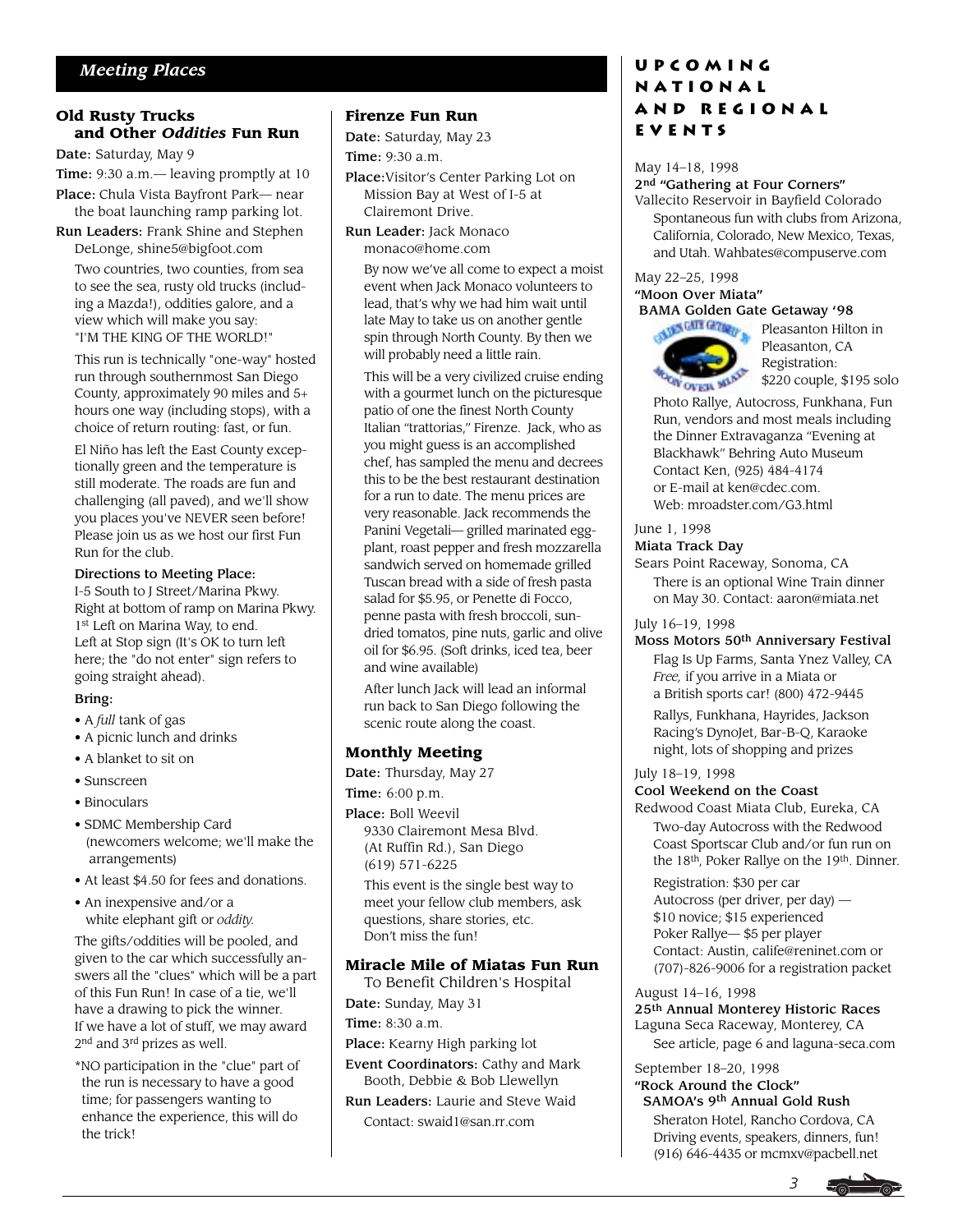## Meeting Places

### Old Rusty Trucks and Other *Oddities* Fun Run

**Date:** Saturday, May 9

**Time:** 9:30 a.m.— leaving promptly at 10

**Place:** Chula Vista Bayfront Park— near the boat launching ramp parking lot.

**Run Leaders:** Frank Shine and Stephen DeLonge, shine5@bigfoot.com

Two countries, two counties, from sea to see the sea, rusty old trucks (including a Mazda!), oddities galore, and a view which will make you say: "I'M THE KING OF THE WORLD!"

This run is technically "one-way" hosted run through southernmost San Diego County, approximately 90 miles and 5+ hours one way (including stops), with a choice of return routing: fast, or fun.

El Niño has left the East County exceptionally green and the temperature is still moderate. The roads are fun and challenging (all paved), and we'll show you places you've NEVER seen before! Please join us as we host our first Fun Run for the club.

**Directions to Meeting Place:**
I-5 South to J Street/Marina Pkwy.
Right at bottom of ramp on Marina Pkwy.
1st Left on Marina Way, to end.
Left at Stop sign (It's OK to turn left here; the "do not enter" sign refers to going straight ahead).

**Bring:**

- A *full* tank of gas
- A picnic lunch and drinks
- A blanket to sit on
- Sunscreen
- Binoculars
- SDMC Membership Card (newcomers welcome; we'll make the arrangements)
- At least $4.50 for fees and donations.
- An inexpensive and/or a white elephant gift or *oddity.*

The gifts/oddities will be pooled, and given to the car which successfully answers all the "clues" which will be a part of this Fun Run! In case of a tie, we'll have a drawing to pick the winner. If we have a lot of stuff, we may award 2nd and 3rd prizes as well.

*NO participation in the "clue" part of the run is necessary to have a good time; for passengers wanting to enhance the experience, this will do the trick!

### Firenze Fun Run

**Date:** Saturday, May 23

**Time:** 9:30 a.m.

**Place:** Visitor's Center Parking Lot on Mission Bay at West of I-5 at Clairemont Drive.

**Run Leader:** Jack Monaco monaco@home.com

By now we've all come to expect a moist event when Jack Monaco volunteers to lead, that's why we had him wait until late May to take us on another gentle spin through North County. By then we will probably need a little rain.

This will be a very civilized cruise ending with a gourmet lunch on the picturesque patio of one the finest North County Italian "trattorias," Firenze. Jack, who as you might guess is an accomplished chef, has sampled the menu and decrees this to be the best restaurant destination for a run to date. The menu prices are very reasonable. Jack recommends the Panini Vegetali— grilled marinated eggplant, roast pepper and fresh mozzarella sandwich served on homemade grilled Tuscan bread with a side of fresh pasta salad for $5.95, or Penette di Focco, penne pasta with fresh broccoli, sun-dried tomatos, pine nuts, garlic and olive oil for $6.95. (Soft drinks, iced tea, beer and wine available)

After lunch Jack will lead an informal run back to San Diego following the scenic route along the coast.

### Monthly Meeting

**Date:** Thursday, May 27

**Time:** 6:00 p.m.

**Place:** Boll Weevil
9330 Clairemont Mesa Blvd.
(At Ruffin Rd.), San Diego
(619) 571-6225

This event is the single best way to meet your fellow club members, ask questions, share stories, etc. Don't miss the fun!

### Miracle Mile of Miatas Fun Run

To Benefit Children's Hospital

**Date:** Sunday, May 31

**Time:** 8:30 a.m.

**Place:** Kearny High parking lot

**Event Coordinators:** Cathy and Mark Booth, Debbie & Bob Llewellyn

**Run Leaders:** Laurie and Steve Waid

Contact: swaid1@san.rr.com

## Upcoming National and Regional Events

May 14–18, 1998
**2nd "Gathering at Four Corners"**
Vallecito Reservoir in Bayfield Colorado
Spontaneous fun with clubs from Arizona, California, Colorado, New Mexico, Texas, and Utah. Wahbates@compuserve.com

May 22–25, 1998
**"Moon Over Miata" BAMA Golden Gate Getaway '98**
Pleasanton Hilton in Pleasanton, CA
Registration: $220 couple, $195 solo
Photo Rallye, Autocross, Funkhana, Fun Run, vendors and most meals including the Dinner Extravaganza "Evening at Blackhawk" Behring Auto Museum
Contact Ken, (925) 484-4174 or E-mail at ken@cdec.com.
Web: mroadster.com/G3.html

June 1, 1998
**Miata Track Day**
Sears Point Raceway, Sonoma, CA
There is an optional Wine Train dinner on May 30. Contact: aaron@miata.net

July 16–19, 1998
**Moss Motors 50th Anniversary Festival**
Flag Is Up Farms, Santa Ynez Valley, CA
*Free,* if you arrive in a Miata or a British sports car! (800) 472-9445
Rallys, Funkhana, Hayrides, Jackson Racing's DynoJet, Bar-B-Q, Karaoke night, lots of shopping and prizes

July 18–19, 1998
**Cool Weekend on the Coast**
Redwood Coast Miata Club, Eureka, CA
Two-day Autocross with the Redwood Coast Sportscar Club and/or fun run on the 18th, Poker Rallye on the 19th. Dinner.

Registration: $30 per car
Autocross (per driver, per day) — $10 novice; $15 experienced
Poker Rallye— $5 per player
Contact: Austin, calife@reninet.com or (707)-826-9006 for a registration packet

August 14–16, 1998
**25th Annual Monterey Historic Races**
Laguna Seca Raceway, Monterey, CA
See article, page 6 and laguna-seca.com

September 18–20, 1998
**"Rock Around the Clock" SAMOA's 9th Annual Gold Rush**
Sheraton Hotel, Rancho Cordova, CA
Driving events, speakers, dinners, fun!
(916) 646-4435 or mcmxv@pacbell.net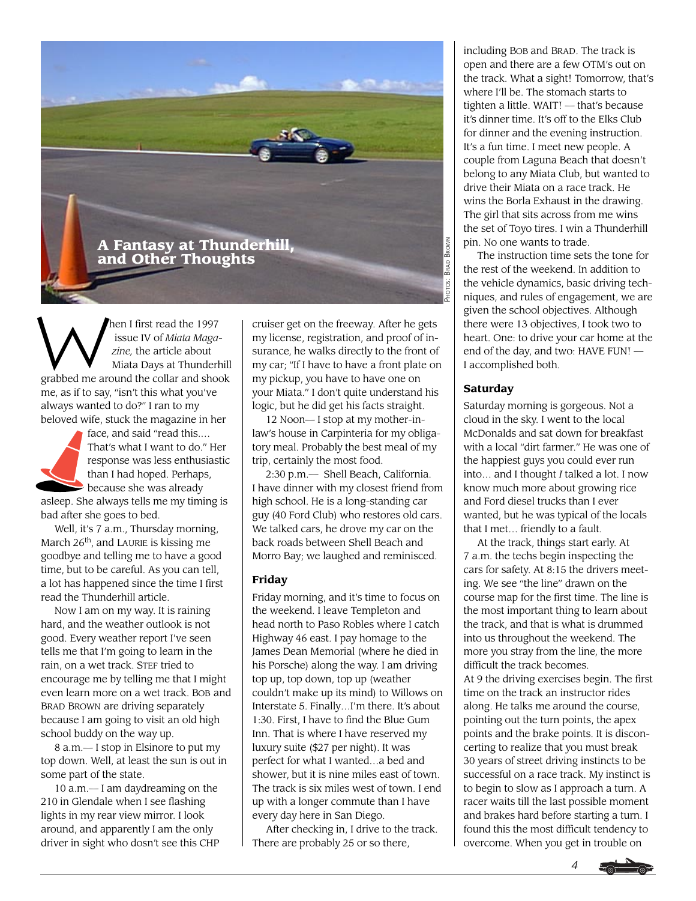# A Fantasy at Thunderhill, and Other Thoughts

Photos: Brad Brown

When I first read the 1997 issue IV of *Miata Magazine,* the article about Miata Days at Thunderhill grabbed me around the collar and shook me, as if to say, "isn't this what you've always wanted to do?" I ran to my beloved wife, stuck the magazine in her face, and said "read this…. That's what I want to do." Her response was less enthusiastic than I had hoped. Perhaps, because she was already asleep. She always tells me my timing is bad after she goes to bed.

Well, it's 7 a.m., Thursday morning, March 26th, and Laurie is kissing me goodbye and telling me to have a good time, but to be careful. As you can tell, a lot has happened since the time I first read the Thunderhill article.

Now I am on my way. It is raining hard, and the weather outlook is not good. Every weather report I've seen tells me that I'm going to learn in the rain, on a wet track. Stef tried to encourage me by telling me that I might even learn more on a wet track. Bob and Brad Brown are driving separately because I am going to visit an old high school buddy on the way up.

8 a.m.— I stop in Elsinore to put my top down. Well, at least the sun is out in some part of the state.

10 a.m.— I am daydreaming on the 210 in Glendale when I see flashing lights in my rear view mirror. I look around, and apparently I am the only driver in sight who doesn't see this CHP cruiser get on the freeway. After he gets my license, registration, and proof of insurance, he walks directly to the front of my car; "If I have to have a front plate on my pickup, you have to have one on your Miata." I don't quite understand his logic, but he did get his facts straight.

12 Noon— I stop at my mother-in-law's house in Carpinteria for my obligatory meal. Probably the best meal of my trip, certainly the most food.

2:30 p.m.— Shell Beach, California. I have dinner with my closest friend from high school. He is a long-standing car guy (40 Ford Club) who restores old cars. We talked cars, he drove my car on the back roads between Shell Beach and Morro Bay; we laughed and reminisced.

## Friday

Friday morning, and it's time to focus on the weekend. I leave Templeton and head north to Paso Robles where I catch Highway 46 east. I pay homage to the James Dean Memorial (where he died in his Porsche) along the way. I am driving top up, top down, top up (weather couldn't make up its mind) to Willows on Interstate 5. Finally…I'm there. It's about 1:30. First, I have to find the Blue Gum Inn. That is where I have reserved my luxury suite ($27 per night). It was perfect for what I wanted…a bed and shower, but it is nine miles east of town. The track is six miles west of town. I end up with a longer commute than I have every day here in San Diego.

After checking in, I drive to the track. There are probably 25 or so there, including Bob and Brad. The track is open and there are a few OTM's out on the track. What a sight! Tomorrow, that's where I'll be. The stomach starts to tighten a little. WAIT! — that's because it's dinner time. It's off to the Elks Club for dinner and the evening instruction. It's a fun time. I meet new people. A couple from Laguna Beach that doesn't belong to any Miata Club, but wanted to drive their Miata on a race track. He wins the Borla Exhaust in the drawing. The girl that sits across from me wins the set of Toyo tires. I win a Thunderhill pin. No one wants to trade.

The instruction time sets the tone for the rest of the weekend. In addition to the vehicle dynamics, basic driving techniques, and rules of engagement, we are given the school objectives. Although there were 13 objectives, I took two to heart. One: to drive your car home at the end of the day, and two: HAVE FUN! — I accomplished both.

## Saturday

Saturday morning is gorgeous. Not a cloud in the sky. I went to the local McDonalds and sat down for breakfast with a local "dirt farmer." He was one of the happiest guys you could ever run into… and I thought *I* talked a lot. I now know much more about growing rice and Ford diesel trucks than I ever wanted, but he was typical of the locals that I met… friendly to a fault.

At the track, things start early. At 7 a.m. the techs begin inspecting the cars for safety. At 8:15 the drivers meeting. We see "the line" drawn on the course map for the first time. The line is the most important thing to learn about the track, and that is drummed into us throughout the weekend. The more you stray from the line, the more difficult the track becomes.

At 9 the driving exercises begin. The first time on the track an instructor rides along. He talks me around the course, pointing out the turn points, the apex points and the brake points. It is disconcerting to realize that you must break 30 years of street driving instincts to be successful on a race track. My instinct is to begin to slow as I approach a turn. A racer waits till the last possible moment and brakes hard before starting a turn. I found this the most difficult tendency to overcome. When you get in trouble on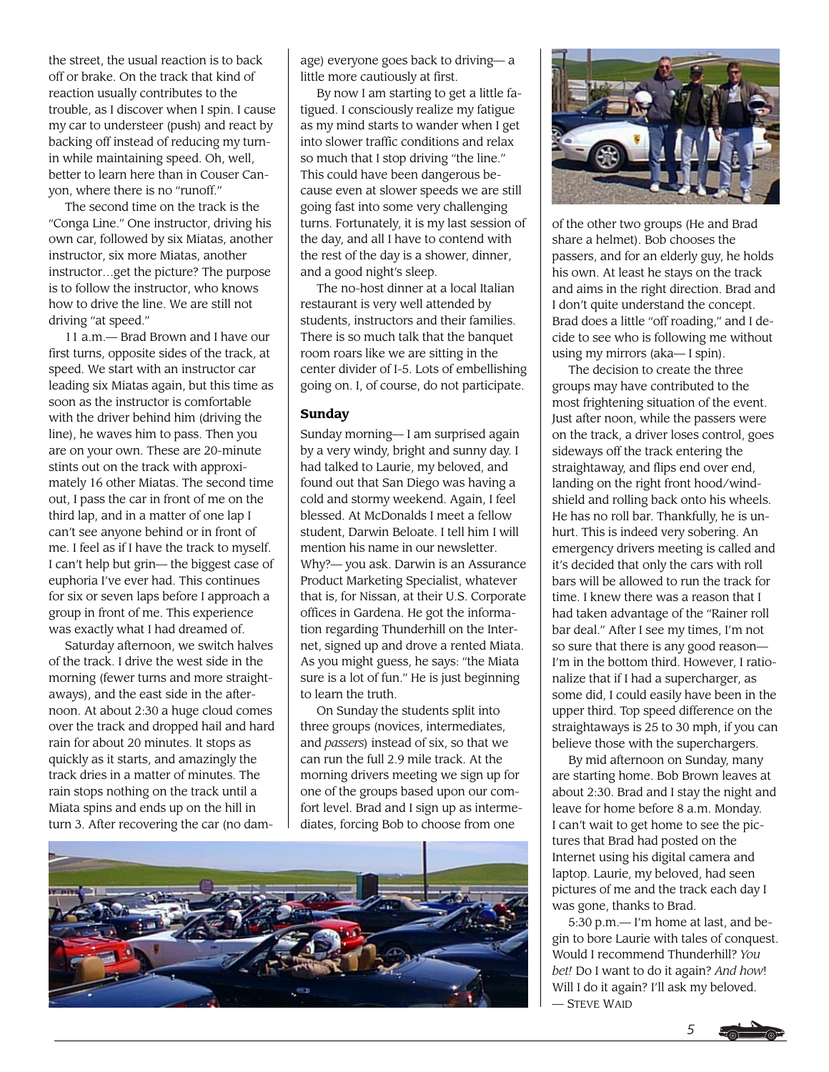the street, the usual reaction is to back off or brake. On the track that kind of reaction usually contributes to the trouble, as I discover when I spin. I cause my car to understeer (push) and react by backing off instead of reducing my turn-in while maintaining speed. Oh, well, better to learn here than in Couser Canyon, where there is no "runoff."

The second time on the track is the "Conga Line." One instructor, driving his own car, followed by six Miatas, another instructor, six more Miatas, another instructor…get the picture? The purpose is to follow the instructor, who knows how to drive the line. We are still not driving "at speed."

11 a.m.— Brad Brown and I have our first turns, opposite sides of the track, at speed. We start with an instructor car leading six Miatas again, but this time as soon as the instructor is comfortable with the driver behind him (driving the line), he waves him to pass. Then you are on your own. These are 20-minute stints out on the track with approximately 16 other Miatas. The second time out, I pass the car in front of me on the third lap, and in a matter of one lap I can't see anyone behind or in front of me. I feel as if I have the track to myself. I can't help but grin— the biggest case of euphoria I've ever had. This continues for six or seven laps before I approach a group in front of me. This experience was exactly what I had dreamed of.

Saturday afternoon, we switch halves of the track. I drive the west side in the morning (fewer turns and more straightaways), and the east side in the afternoon. At about 2:30 a huge cloud comes over the track and dropped hail and hard rain for about 20 minutes. It stops as quickly as it starts, and amazingly the track dries in a matter of minutes. The rain stops nothing on the track until a Miata spins and ends up on the hill in turn 3. After recovering the car (no damage) everyone goes back to driving— a little more cautiously at first.

By now I am starting to get a little fatigued. I consciously realize my fatigue as my mind starts to wander when I get into slower traffic conditions and relax so much that I stop driving "the line." This could have been dangerous because even at slower speeds we are still going fast into some very challenging turns. Fortunately, it is my last session of the day, and all I have to contend with the rest of the day is a shower, dinner, and a good night's sleep.

The no-host dinner at a local Italian restaurant is very well attended by students, instructors and their families. There is so much talk that the banquet room roars like we are sitting in the center divider of I-5. Lots of embellishing going on. I, of course, do not participate.

### Sunday

Sunday morning— I am surprised again by a very windy, bright and sunny day. I had talked to Laurie, my beloved, and found out that San Diego was having a cold and stormy weekend. Again, I feel blessed. At McDonalds I meet a fellow student, Darwin Beloate. I tell him I will mention his name in our newsletter. Why?— you ask. Darwin is an Assurance Product Marketing Specialist, whatever that is, for Nissan, at their U.S. Corporate offices in Gardena. He got the information regarding Thunderhill on the Internet, signed up and drove a rented Miata. As you might guess, he says: "the Miata sure is a lot of fun." He is just beginning to learn the truth.

On Sunday the students split into three groups (novices, intermediates, and *passers*) instead of six, so that we can run the full 2.9 mile track. At the morning drivers meeting we sign up for one of the groups based upon our comfort level. Brad and I sign up as intermediates, forcing Bob to choose from one of the other two groups (He and Brad share a helmet). Bob chooses the passers, and for an elderly guy, he holds his own. At least he stays on the track and aims in the right direction. Brad and I don't quite understand the concept. Brad does a little "off roading," and I decide to see who is following me without using my mirrors (aka— I spin).

The decision to create the three groups may have contributed to the most frightening situation of the event. Just after noon, while the passers were on the track, a driver loses control, goes sideways off the track entering the straightaway, and flips end over end, landing on the right front hood/windshield and rolling back onto his wheels. He has no roll bar. Thankfully, he is unhurt. This is indeed very sobering. An emergency drivers meeting is called and it's decided that only the cars with roll bars will be allowed to run the track for time. I knew there was a reason that I had taken advantage of the "Rainer roll bar deal." After I see my times, I'm not so sure that there is any good reason— I'm in the bottom third. However, I rationalize that if I had a supercharger, as some did, I could easily have been in the upper third. Top speed difference on the straightaways is 25 to 30 mph, if you can believe those with the superchargers.

By mid afternoon on Sunday, many are starting home. Bob Brown leaves at about 2:30. Brad and I stay the night and leave for home before 8 a.m. Monday. I can't wait to get home to see the pictures that Brad had posted on the Internet using his digital camera and laptop. Laurie, my beloved, had seen pictures of me and the track each day I was gone, thanks to Brad.

5:30 p.m.— I'm home at last, and begin to bore Laurie with tales of conquest. Would I recommend Thunderhill? *You bet!* Do I want to do it again? *And how*! Will I do it again? I'll ask my beloved.

— Steve Waid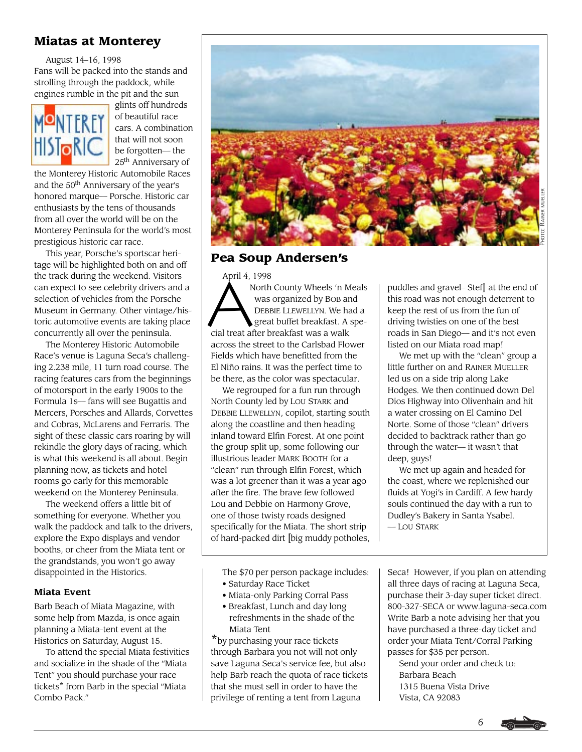## Miatas at Monterey

August 14–16, 1998

Fans will be packed into the stands and strolling through the paddock, while engines rumble in the pit and the sun glints off hundreds of beautiful race cars. A combination that will not soon be forgotten— the 25th Anniversary of the Monterey Historic Automobile Races and the 50th Anniversary of the year's honored marque— Porsche. Historic car enthusiasts by the tens of thousands from all over the world will be on the Monterey Peninsula for the world's most prestigious historic car race.

This year, Porsche's sportscar heritage will be highlighted both on and off the track during the weekend. Visitors can expect to see celebrity drivers and a selection of vehicles from the Porsche Museum in Germany. Other vintage/historic automotive events are taking place concurrently all over the peninsula.

The Monterey Historic Automobile Race's venue is Laguna Seca's challenging 2.238 mile, 11 turn road course. The racing features cars from the beginnings of motorsport in the early 1900s to the Formula 1s— fans will see Bugattis and Mercers, Porsches and Allards, Corvettes and Cobras, McLarens and Ferraris. The sight of these classic cars roaring by will rekindle the glory days of racing, which is what this weekend is all about. Begin planning now, as tickets and hotel rooms go early for this memorable weekend on the Monterey Peninsula.

The weekend offers a little bit of something for everyone. Whether you walk the paddock and talk to the drivers, explore the Expo displays and vendor booths, or cheer from the Miata tent or the grandstands, you won't go away disappointed in the Historics.

### Miata Event

Barb Beach of Miata Magazine, with some help from Mazda, is once again planning a Miata-tent event at the Historics on Saturday, August 15.

To attend the special Miata festivities and socialize in the shade of the "Miata Tent" you should purchase your race tickets* from Barb in the special "Miata Combo Pack."

The $70 per person package includes:

- Saturday Race Ticket
- Miata-only Parking Corral Pass
- Breakfast, Lunch and day long refreshments in the shade of the Miata Tent

*by purchasing your race tickets through Barbara you not will not only save Laguna Seca's service fee, but also help Barb reach the quota of race tickets that she must sell in order to have the privilege of renting a tent from Laguna Seca! However, if you plan on attending all three days of racing at Laguna Seca, purchase their 3-day super ticket direct. 800-327-SECA or www.laguna-seca.com Write Barb a note advising her that you have purchased a three-day ticket and order your Miata Tent/Corral Parking passes for $35 per person.

Send your order and check to:
Barbara Beach
1315 Buena Vista Drive
Vista, CA 92083

PHOTO: RAINER MUELLER

## Pea Soup Andersen's

April 4, 1998

A North County Wheels 'n Meals was organized by BOB and DEBBIE LLEWELLYN. We had a great buffet breakfast. A special treat after breakfast was a walk across the street to the Carlsbad Flower Fields which have benefitted from the El Niño rains. It was the perfect time to be there, as the color was spectacular.

We regrouped for a fun run through North County led by LOU STARK and DEBBIE LLEWELLYN, copilot, starting south along the coastline and then heading inland toward Elfin Forest. At one point the group split up, some following our illustrious leader MARK BOOTH for a "clean" run through Elfin Forest, which was a lot greener than it was a year ago after the fire. The brave few followed Lou and Debbie on Harmony Grove, one of those twisty roads designed specifically for the Miata. The short strip of hard-packed dirt [big muddy potholes, puddles and gravel– Stef] at the end of this road was not enough deterrent to keep the rest of us from the fun of driving twisties on one of the best roads in San Diego— and it's not even listed on our Miata road map!

We met up with the "clean" group a little further on and RAINER MUELLER led us on a side trip along Lake Hodges. We then continued down Del Dios Highway into Olivenhain and hit a water crossing on El Camino Del Norte. Some of those "clean" drivers decided to backtrack rather than go through the water— it wasn't that deep, guys!

We met up again and headed for the coast, where we replenished our fluids at Yogi's in Cardiff. A few hardy souls continued the day with a run to Dudley's Bakery in Santa Ysabel.

— LOU STARK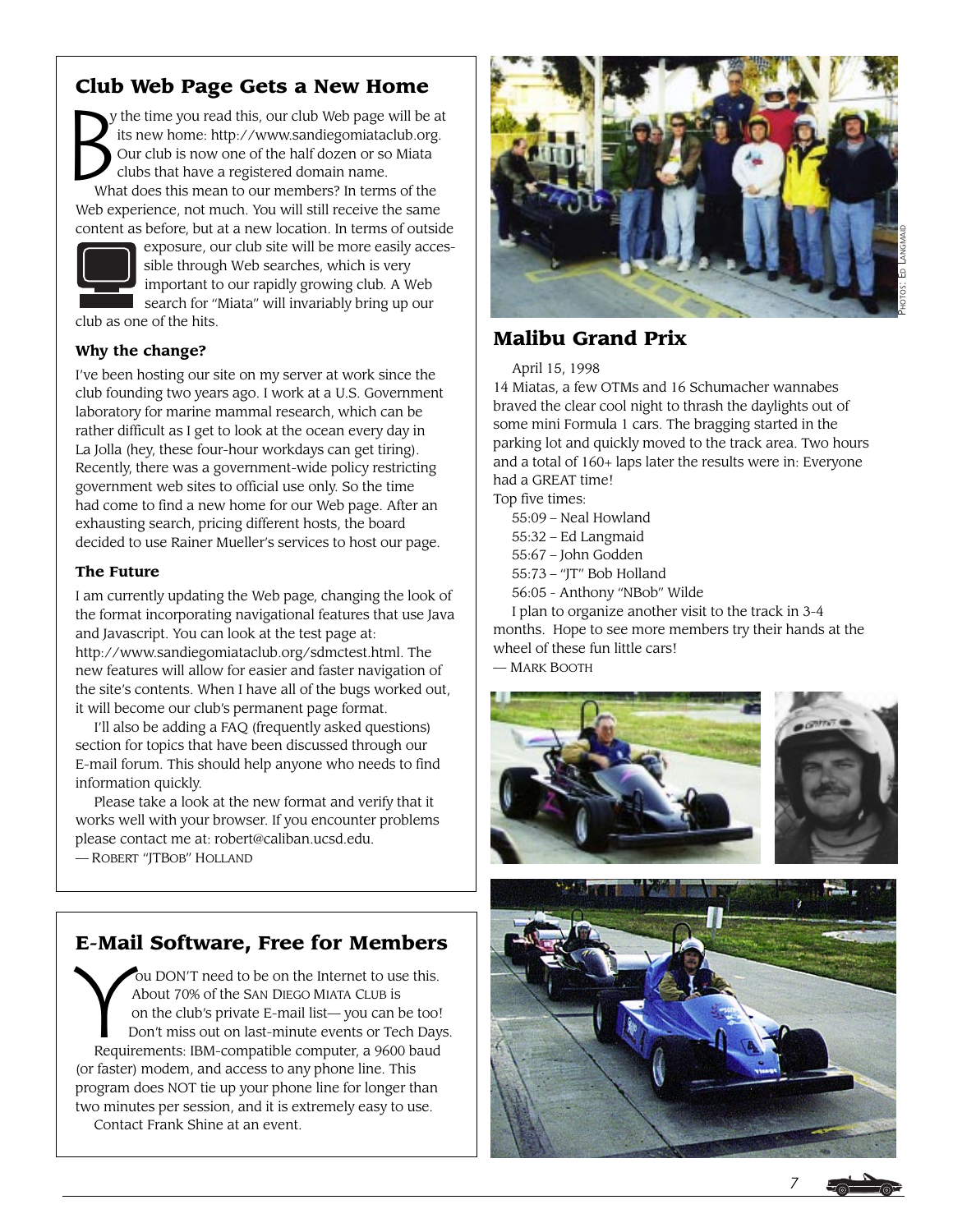## Club Web Page Gets a New Home

By the time you read this, our club Web page will be at its new home: http://www.sandiegomiataclub.org. Our club is now one of the half dozen or so Miata clubs that have a registered domain name.

What does this mean to our members? In terms of the Web experience, not much. You will still receive the same content as before, but at a new location. In terms of outside exposure, our club site will be more easily accessible through Web searches, which is very important to our rapidly growing club. A Web search for "Miata" will invariably bring up our club as one of the hits.

### Why the change?

I've been hosting our site on my server at work since the club founding two years ago. I work at a U.S. Government laboratory for marine mammal research, which can be rather difficult as I get to look at the ocean every day in La Jolla (hey, these four-hour workdays can get tiring). Recently, there was a government-wide policy restricting government web sites to official use only. So the time had come to find a new home for our Web page. After an exhausting search, pricing different hosts, the board decided to use Rainer Mueller's services to host our page.

### The Future

I am currently updating the Web page, changing the look of the format incorporating navigational features that use Java and Javascript. You can look at the test page at: http://www.sandiegomiataclub.org/sdmctest.html. The new features will allow for easier and faster navigation of the site's contents. When I have all of the bugs worked out, it will become our club's permanent page format.

I'll also be adding a FAQ (frequently asked questions) section for topics that have been discussed through our E-mail forum. This should help anyone who needs to find information quickly.

Please take a look at the new format and verify that it works well with your browser. If you encounter problems please contact me at: robert@caliban.ucsd.edu.

— Robert "JTBob" Holland

## E-Mail Software, Free for Members

You DON'T need to be on the Internet to use this. About 70% of the San Diego Miata Club is on the club's private E-mail list— you can be too! Don't miss out on last-minute events or Tech Days.

Requirements: IBM-compatible computer, a 9600 baud (or faster) modem, and access to any phone line. This program does NOT tie up your phone line for longer than two minutes per session, and it is extremely easy to use.

Contact Frank Shine at an event.

Photos: Ed Langmaid

## Malibu Grand Prix

April 15, 1998

14 Miatas, a few OTMs and 16 Schumacher wannabes braved the clear cool night to thrash the daylights out of some mini Formula 1 cars. The bragging started in the parking lot and quickly moved to the track area. Two hours and a total of 160+ laps later the results were in: Everyone had a GREAT time!

Top five times:

55:09 – Neal Howland
55:32 – Ed Langmaid
55:67 – John Godden
55:73 – "JT" Bob Holland
56:05 - Anthony "NBob" Wilde

I plan to organize another visit to the track in 3-4 months. Hope to see more members try their hands at the wheel of these fun little cars!

— Mark Booth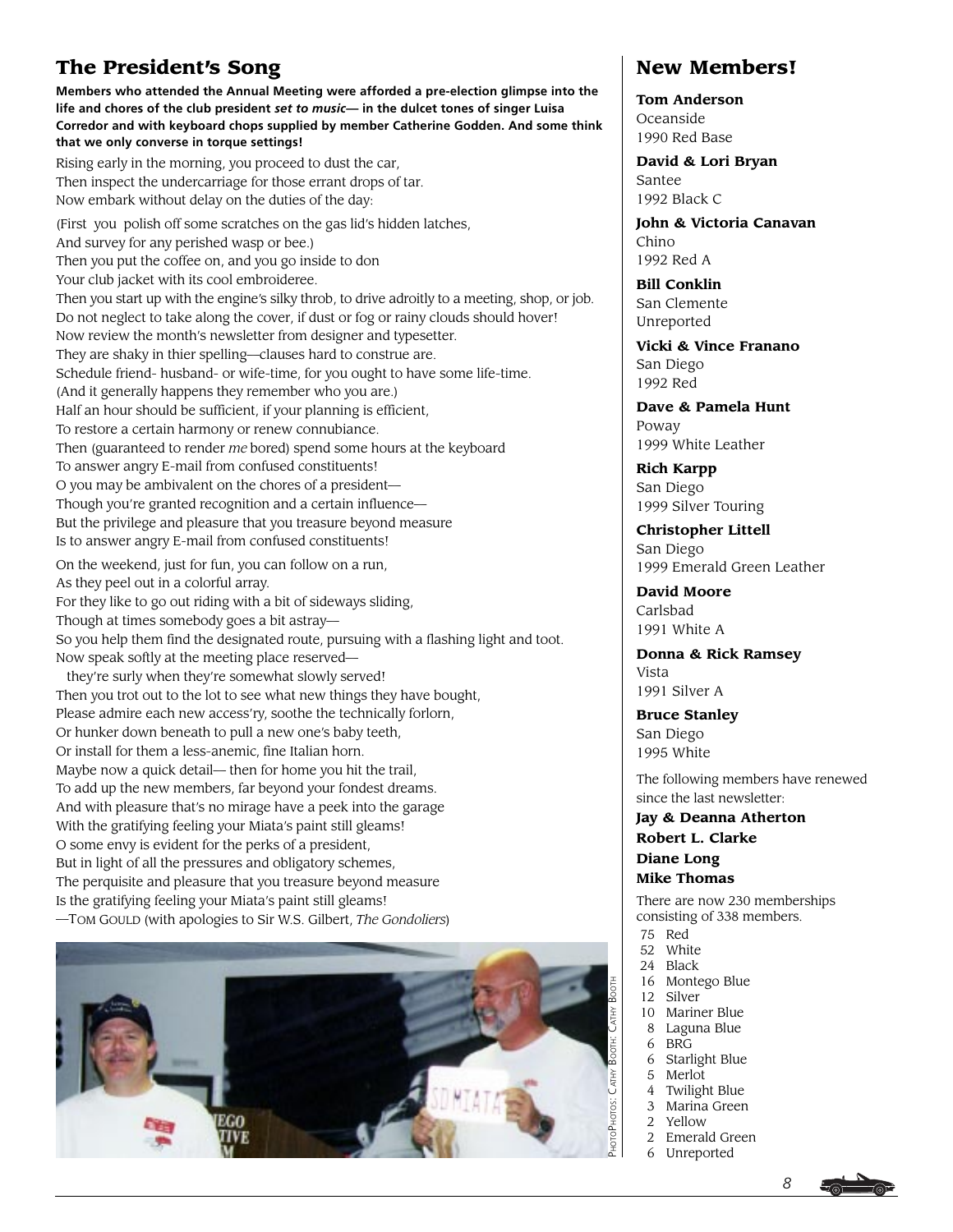## The President's Song

**Members who attended the Annual Meeting were afforded a pre-election glimpse into the life and chores of the club president *set to music*— in the dulcet tones of singer Luisa Corredor and with keyboard chops supplied by member Catherine Godden. And some think that we only converse in torque settings!**

Rising early in the morning, you proceed to dust the car,
Then inspect the undercarriage for those errant drops of tar.
Now embark without delay on the duties of the day:

(First you polish off some scratches on the gas lid's hidden latches,
And survey for any perished wasp or bee.)
Then you put the coffee on, and you go inside to don
Your club jacket with its cool embroideree.
Then you start up with the engine's silky throb, to drive adroitly to a meeting, shop, or job.
Do not neglect to take along the cover, if dust or fog or rainy clouds should hover!
Now review the month's newsletter from designer and typesetter.
They are shaky in thier spelling—clauses hard to construe are.
Schedule friend- husband- or wife-time, for you ought to have some life-time.
(And it generally happens they remember who you are.)
Half an hour should be sufficient, if your planning is efficient,
To restore a certain harmony or renew connubiance.
Then (guaranteed to render *me* bored) spend some hours at the keyboard
To answer angry E-mail from confused constituents!
O you may be ambivalent on the chores of a president—
Though you're granted recognition and a certain influence—
But the privilege and pleasure that you treasure beyond measure
Is to answer angry E-mail from confused constituents!

On the weekend, just for fun, you can follow on a run,
As they peel out in a colorful array.
For they like to go out riding with a bit of sideways sliding,
Though at times somebody goes a bit astray—
So you help them find the designated route, pursuing with a flashing light and toot.
Now speak softly at the meeting place reserved—
they're surly when they're somewhat slowly served!
Then you trot out to the lot to see what new things they have bought,
Please admire each new access'ry, soothe the technically forlorn,
Or hunker down beneath to pull a new one's baby teeth,
Or install for them a less-anemic, fine Italian horn.
Maybe now a quick detail— then for home you hit the trail,
To add up the new members, far beyond your fondest dreams.
And with pleasure that's no mirage have a peek into the garage
With the gratifying feeling your Miata's paint still gleams!
O some envy is evident for the perks of a president,
But in light of all the pressures and obligatory schemes,
The perquisite and pleasure that you treasure beyond measure
Is the gratifying feeling your Miata's paint still gleams!

—Tom Gould (with apologies to Sir W.S. Gilbert, *The Gondoliers*)

PhotoPhotos: Cathy Booth: Cathy Booth

## New Members!

**Tom Anderson**
Oceanside
1990 Red Base

**David & Lori Bryan**
Santee
1992 Black C

**John & Victoria Canavan**
Chino
1992 Red A

**Bill Conklin**
San Clemente
Unreported

**Vicki & Vince Franano**
San Diego
1992 Red

**Dave & Pamela Hunt**
Poway
1999 White Leather

**Rich Karpp**
San Diego
1999 Silver Touring

**Christopher Littell**
San Diego
1999 Emerald Green Leather

**David Moore**
Carlsbad
1991 White A

**Donna & Rick Ramsey**
Vista
1991 Silver A

**Bruce Stanley**
San Diego
1995 White

The following members have renewed since the last newsletter:

**Jay & Deanna Atherton**
**Robert L. Clarke**
**Diane Long**
**Mike Thomas**

There are now 230 memberships consisting of 338 members.

- 75 Red
- 52 White
- 24 Black
- 16 Montego Blue
- 12 Silver
- 10 Mariner Blue
- 8 Laguna Blue
- 6 BRG
- 6 Starlight Blue
- 5 Merlot
- 4 Twilight Blue
- 3 Marina Green
- 2 Yellow
- 2 Emerald Green
- 6 Unreported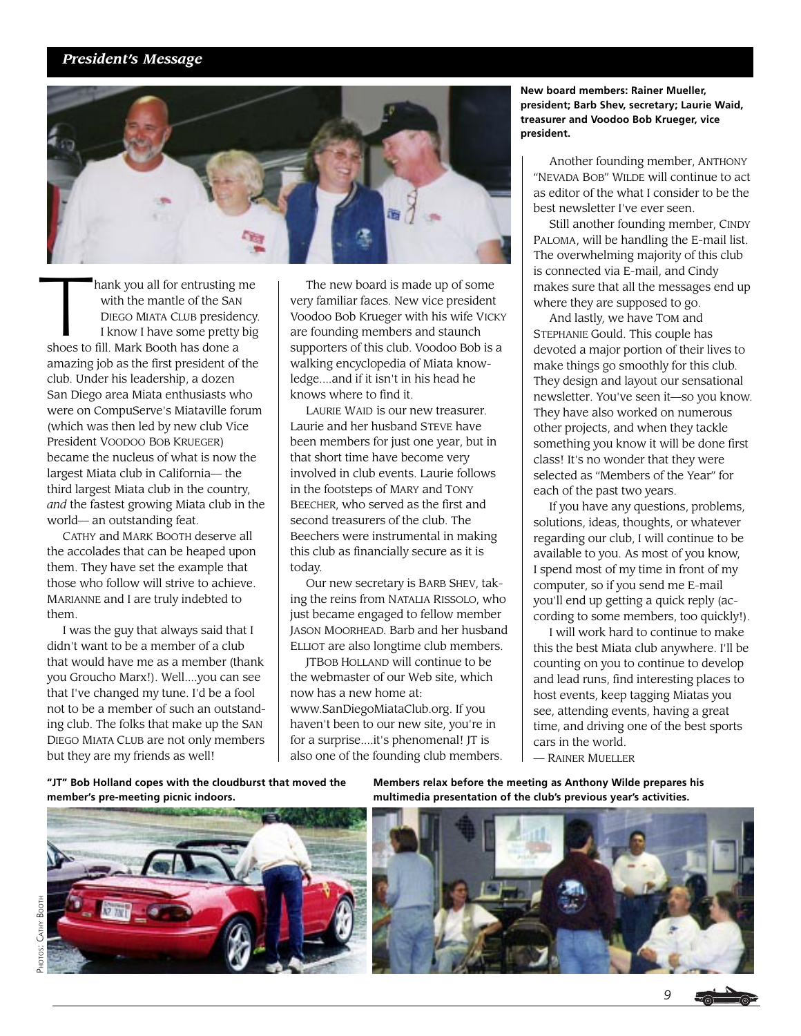## *President's Message*

New board members: Rainer Mueller, president; Barb Shev, secretary; Laurie Waid, treasurer and Voodoo Bob Krueger, vice president.

Thank you all for entrusting me with the mantle of the SAN DIEGO MIATA CLUB presidency. I know I have some pretty big shoes to fill. Mark Booth has done a amazing job as the first president of the club. Under his leadership, a dozen San Diego area Miata enthusiasts who were on CompuServe's Miataville forum (which was then led by new club Vice President VOODOO BOB KRUEGER) became the nucleus of what is now the largest Miata club in California— the third largest Miata club in the country, *and* the fastest growing Miata club in the world— an outstanding feat.

CATHY and MARK BOOTH deserve all the accolades that can be heaped upon them. They have set the example that those who follow will strive to achieve. MARIANNE and I are truly indebted to them.

I was the guy that always said that I didn't want to be a member of a club that would have me as a member (thank you Groucho Marx!). Well....you can see that I've changed my tune. I'd be a fool not to be a member of such an outstanding club. The folks that make up the SAN DIEGO MIATA CLUB are not only members but they are my friends as well!

The new board is made up of some very familiar faces. New vice president Voodoo Bob Krueger with his wife VICKY are founding members and staunch supporters of this club. Voodoo Bob is a walking encyclopedia of Miata knowledge....and if it isn't in his head he knows where to find it.

LAURIE WAID is our new treasurer. Laurie and her husband STEVE have been members for just one year, but in that short time have become very involved in club events. Laurie follows in the footsteps of MARY and TONY BEECHER, who served as the first and second treasurers of the club. The Beechers were instrumental in making this club as financially secure as it is today.

Our new secretary is BARB SHEV, taking the reins from NATALIA RISSOLO, who just became engaged to fellow member JASON MOORHEAD. Barb and her husband ELLIOT are also longtime club members.

JTBOB HOLLAND will continue to be the webmaster of our Web site, which now has a new home at: www.SanDiegoMiataClub.org. If you haven't been to our new site, you're in for a surprise....it's phenomenal! JT is also one of the founding club members.

Another founding member, ANTHONY "NEVADA BOB" WILDE will continue to act as editor of the what I consider to be the best newsletter I've ever seen.

Still another founding member, CINDY PALOMA, will be handling the E-mail list. The overwhelming majority of this club is connected via E-mail, and Cindy makes sure that all the messages end up where they are supposed to go.

And lastly, we have TOM and STEPHANIE Gould. This couple has devoted a major portion of their lives to make things go smoothly for this club. They design and layout our sensational newsletter. You've seen it—so you know. They have also worked on numerous other projects, and when they tackle something you know it will be done first class! It's no wonder that they were selected as "Members of the Year" for each of the past two years.

If you have any questions, problems, solutions, ideas, thoughts, or whatever regarding our club, I will continue to be available to you. As most of you know, I spend most of my time in front of my computer, so if you send me E-mail you'll end up getting a quick reply (according to some members, too quickly!).

I will work hard to continue to make this the best Miata club anywhere. I'll be counting on you to continue to develop and lead runs, find interesting places to host events, keep tagging Miatas you see, attending events, having a great time, and driving one of the best sports cars in the world.

— RAINER MUELLER

"JT" Bob Holland copes with the cloudburst that moved the member's pre-meeting picnic indoors.

Members relax before the meeting as Anthony Wilde prepares his multimedia presentation of the club's previous year's activities.

PHOTOS: CATHY BOOTH